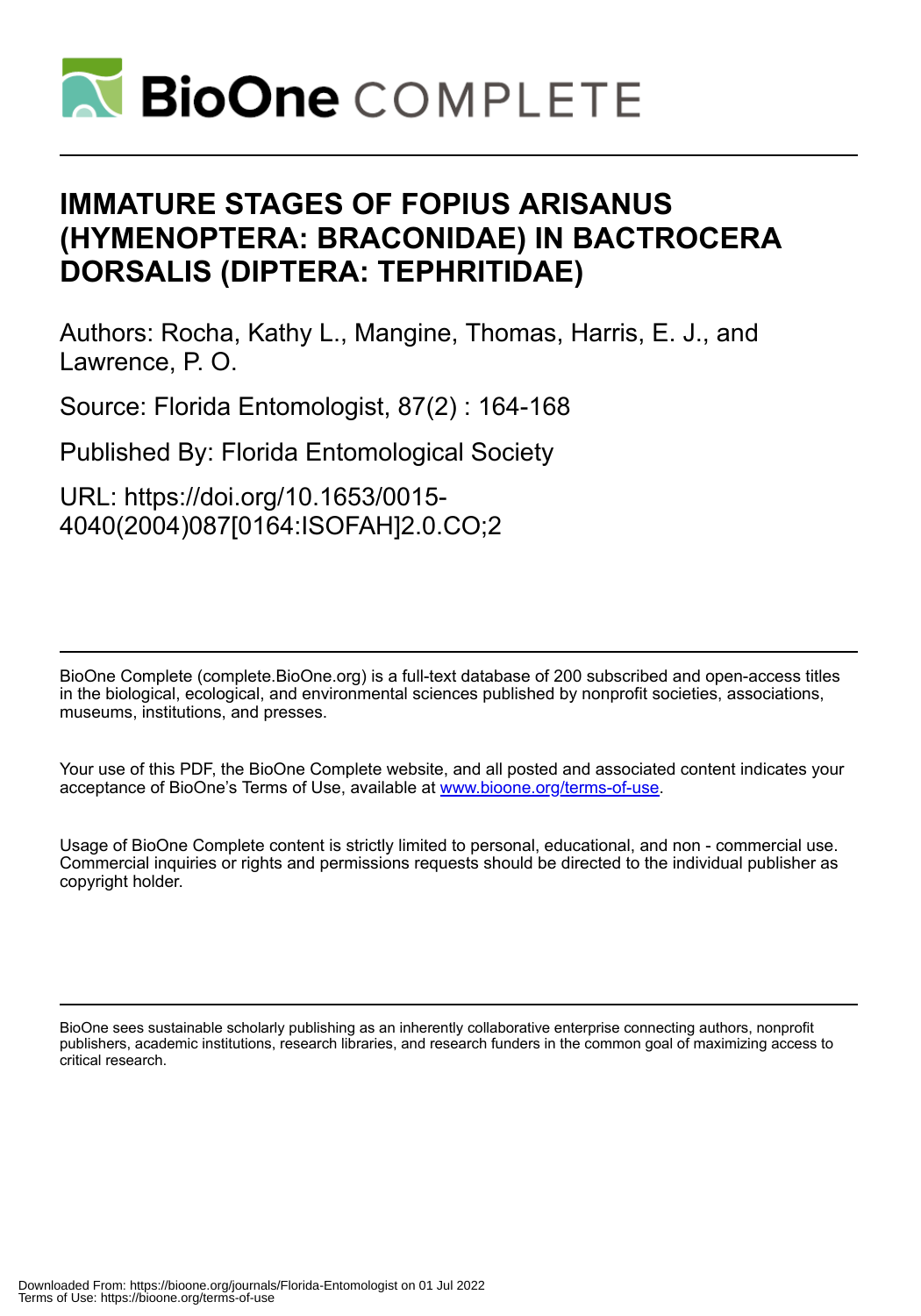# IMMATURE STAGES OF FOPIUS ARISANUS (HYMENOPTERA: BRACONIDAE) IN BACTROCERA DORSALIS (DIPTERA: TEPHRITIDAE)

Authors: Rocha, Kathy L., Mangine, Thomas, Harris, E. J., and Lawrence, P. O.

Source: Florida Entomologist, 87(2) : 164-168

Published By: Florida Entomological Society

URL: https://doi.org/10.1653/0015-4040(2004)087[0164:ISOFAH]2.0.CO;2

BioOne Complete (complete.BioOne.org) is a full-text database of 200 subscribed and open-access titles in the biological, ecological, and environmental sciences published by nonprofit societies, associations, museums, institutions, and presses.

Your use of this PDF, the BioOne Complete website, and all posted and associated content indicates your acceptance of BioOne's Terms of Use, available at www.bioone.org/terms-of-use.

Usage of BioOne Complete content is strictly limited to personal, educational, and non - commercial use. Commercial inquiries or rights and permissions requests should be directed to the individual publisher as copyright holder.

BioOne sees sustainable scholarly publishing as an inherently collaborative enterprise connecting authors, nonprofit publishers, academic institutions, research libraries, and research funders in the common goal of maximizing access to critical research.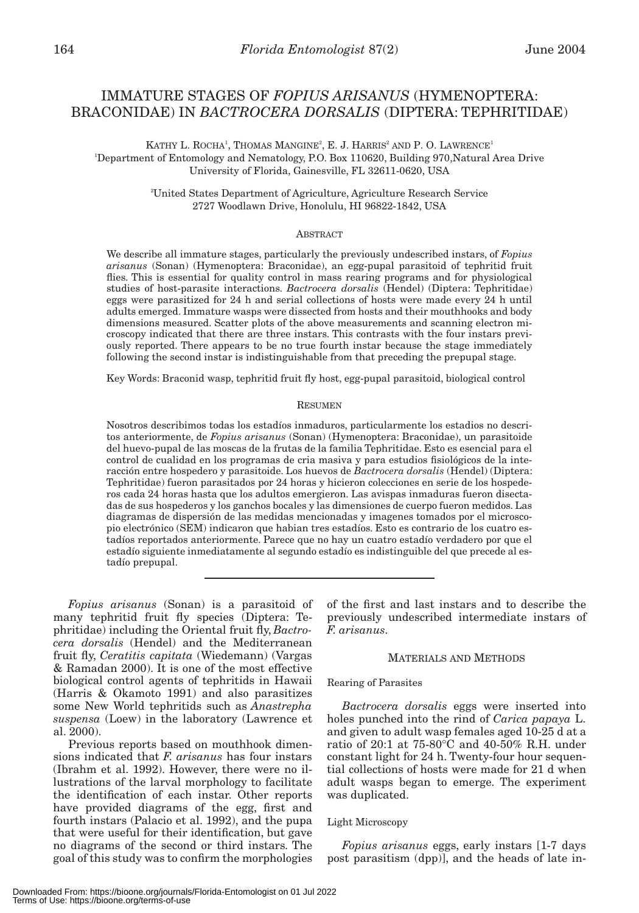# IMMATURE STAGES OF *FOPIUS ARISANUS* (HYMENOPTERA: BRACONIDAE) IN *BACTROCERA DORSALIS* (DIPTERA: TEPHRITIDAE)

KATHY L. ROCHA[1], THOMAS MANGINE[2], E. J. HARRIS[2] AND P. O. LAWRENCE[1]

[1]Department of Entomology and Nematology, P.O. Box 110620, Building 970,Natural Area Drive University of Florida, Gainesville, FL 32611-0620, USA

[2]United States Department of Agriculture, Agriculture Research Service 2727 Woodlawn Drive, Honolulu, HI 96822-1842, USA

## ABSTRACT

We describe all immature stages, particularly the previously undescribed instars, of *Fopius arisanus* (Sonan) (Hymenoptera: Braconidae), an egg-pupal parasitoid of tephritid fruit flies. This is essential for quality control in mass rearing programs and for physiological studies of host-parasite interactions. *Bactrocera dorsalis* (Hendel) (Diptera: Tephritidae) eggs were parasitized for 24 h and serial collections of hosts were made every 24 h until adults emerged. Immature wasps were dissected from hosts and their mouthhooks and body dimensions measured. Scatter plots of the above measurements and scanning electron microscopy indicated that there are three instars. This contrasts with the four instars previously reported. There appears to be no true fourth instar because the stage immediately following the second instar is indistinguishable from that preceding the prepupal stage.

Key Words: Braconid wasp, tephritid fruit fly host, egg-pupal parasitoid, biological control

## RESUMEN

Nosotros describimos todas los estadíos inmaduros, particularmente los estadios no descritos anteriormente, de *Fopius arisanus* (Sonan) (Hymenoptera: Braconidae), un parasitoide del huevo-pupal de las moscas de la frutas de la familia Tephritidae. Esto es esencial para el control de cualidad en los programas de cria masiva y para estudios fisiológicos de la interacción entre hospedero y parasitoide. Los huevos de *Bactrocera dorsalis* (Hendel) (Diptera: Tephritidae) fueron parasitados por 24 horas y hicieron colecciones en serie de los hospederos cada 24 horas hasta que los adultos emergieron. Las avispas inmaduras fueron disectadas de sus hospederos y los ganchos bocales y las dimensiones de cuerpo fueron medidos. Las diagramas de dispersión de las medidas mencionadas y imagenes tomados por el microscopio electrónico (SEM) indicaron que habian tres estadíos. Esto es contrario de los cuatro estadíos reportados anteriormente. Parece que no hay un cuatro estadío verdadero por que el estadío siguiente inmediatamente al segundo estadío es indistinguible del que precede al estadío prepupal.

---

*Fopius arisanus* (Sonan) is a parasitoid of many tephritid fruit fly species (Diptera: Tephritidae) including the Oriental fruit fly, *Bactrocera dorsalis* (Hendel) and the Mediterranean fruit fly, *Ceratitis capitata* (Wiedemann) (Vargas & Ramadan 2000). It is one of the most effective biological control agents of tephritids in Hawaii (Harris & Okamoto 1991) and also parasitizes some New World tephritids such as *Anastrepha suspensa* (Loew) in the laboratory (Lawrence et al. 2000).

Previous reports based on mouthhook dimensions indicated that *F. arisanus* has four instars (Ibrahm et al. 1992). However, there were no illustrations of the larval morphology to facilitate the identification of each instar. Other reports have provided diagrams of the egg, first and fourth instars (Palacio et al. 1992), and the pupa that were useful for their identification, but gave no diagrams of the second or third instars. The goal of this study was to confirm the morphologies of the first and last instars and to describe the previously undescribed intermediate instars of *F. arisanus*.

## MATERIALS AND METHODS

### Rearing of Parasites

*Bactrocera dorsalis* eggs were inserted into holes punched into the rind of *Carica papaya* L. and given to adult wasp females aged 10-25 d at a ratio of 20:1 at 75-80°C and 40-50% R.H. under constant light for 24 h. Twenty-four hour sequential collections of hosts were made for 21 d when adult wasps began to emerge. The experiment was duplicated.

### Light Microscopy

*Fopius arisanus* eggs, early instars [1-7 days post parasitism (dpp)], and the heads of late in-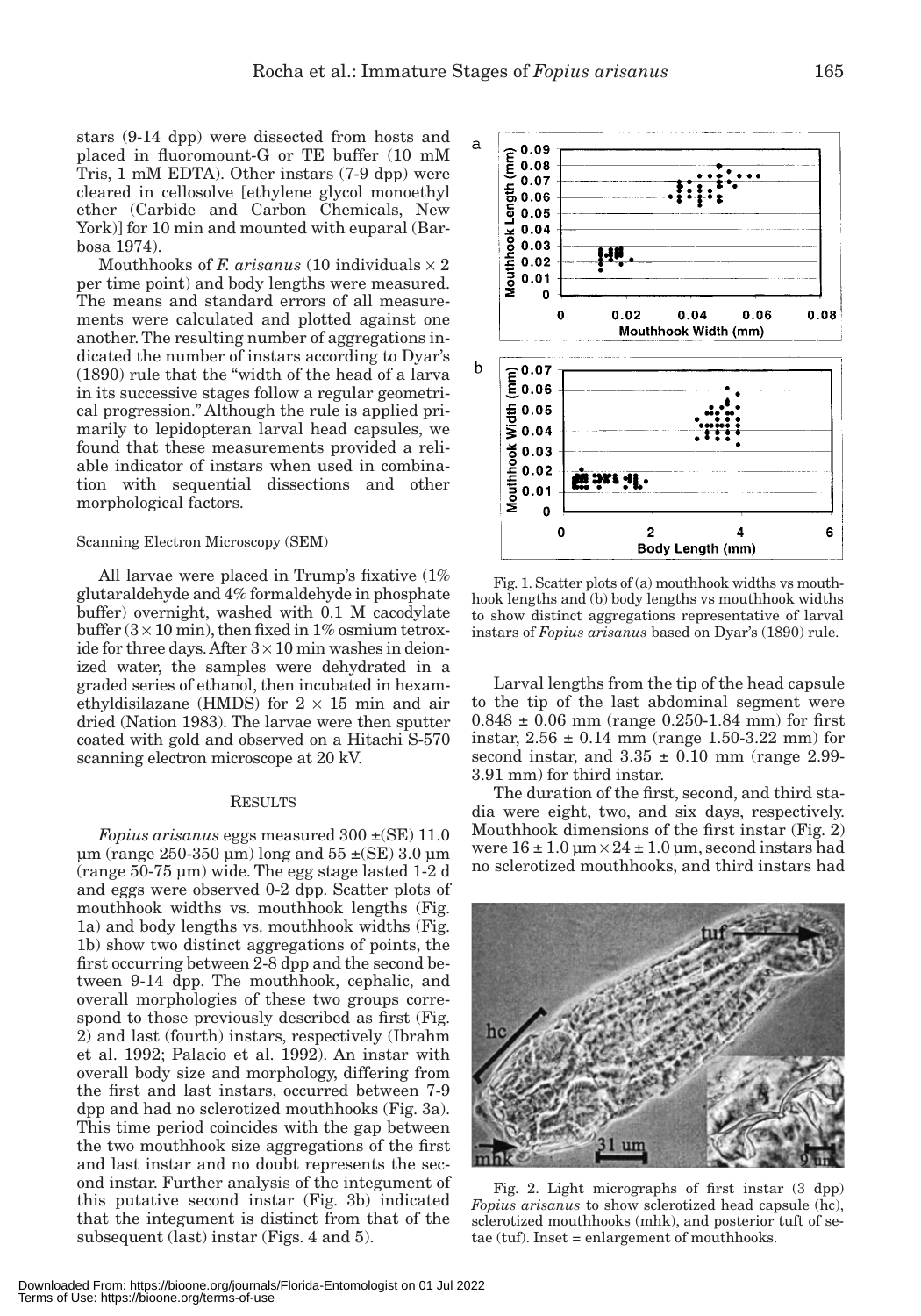stars (9-14 dpp) were dissected from hosts and placed in fluoromount-G or TE buffer (10 mM Tris, 1 mM EDTA). Other instars (7-9 dpp) were cleared in cellosolve [ethylene glycol monoethyl ether (Carbide and Carbon Chemicals, New York)] for 10 min and mounted with euparal (Barbosa 1974).

Mouthhooks of *F. arisanus* (10 individuals × 2 per time point) and body lengths were measured. The means and standard errors of all measurements were calculated and plotted against one another. The resulting number of aggregations indicated the number of instars according to Dyar's (1890) rule that the "width of the head of a larva in its successive stages follow a regular geometrical progression." Although the rule is applied primarily to lepidopteran larval head capsules, we found that these measurements provided a reliable indicator of instars when used in combination with sequential dissections and other morphological factors.

### Scanning Electron Microscopy (SEM)

All larvae were placed in Trump's fixative (1% glutaraldehyde and 4% formaldehyde in phosphate buffer) overnight, washed with 0.1 M cacodylate buffer (3 × 10 min), then fixed in 1% osmium tetroxide for three days. After 3 × 10 min washes in deionized water, the samples were dehydrated in a graded series of ethanol, then incubated in hexamethyldisilazane (HMDS) for 2 × 15 min and air dried (Nation 1983). The larvae were then sputter coated with gold and observed on a Hitachi S-570 scanning electron microscope at 20 kV.

## RESULTS

*Fopius arisanus* eggs measured 300 ±(SE) 11.0 µm (range 250-350 µm) long and 55 ±(SE) 3.0 µm (range 50-75 µm) wide. The egg stage lasted 1-2 d and eggs were observed 0-2 dpp. Scatter plots of mouthhook widths vs. mouthhook lengths (Fig. 1a) and body lengths vs. mouthhook widths (Fig. 1b) show two distinct aggregations of points, the first occurring between 2-8 dpp and the second between 9-14 dpp. The mouthhook, cephalic, and overall morphologies of these two groups correspond to those previously described as first (Fig. 2) and last (fourth) instars, respectively (Ibrahm et al. 1992; Palacio et al. 1992). An instar with overall body size and morphology, differing from the first and last instars, occurred between 7-9 dpp and had no sclerotized mouthhooks (Fig. 3a). This time period coincides with the gap between the two mouthhook size aggregations of the first and last instar and no doubt represents the second instar. Further analysis of the integument of this putative second instar (Fig. 3b) indicated that the integument is distinct from that of the subsequent (last) instar (Figs. 4 and 5).

Fig. 1. Scatter plots of (a) mouthhook widths vs mouthhook lengths and (b) body lengths vs mouthhook widths to show distinct aggregations representative of larval instars of *Fopius arisanus* based on Dyar's (1890) rule.

Larval lengths from the tip of the head capsule to the tip of the last abdominal segment were 0.848 ± 0.06 mm (range 0.250-1.84 mm) for first instar, 2.56 ± 0.14 mm (range 1.50-3.22 mm) for second instar, and 3.35 ± 0.10 mm (range 2.99-3.91 mm) for third instar.

The duration of the first, second, and third stadia were eight, two, and six days, respectively. Mouthhook dimensions of the first instar (Fig. 2) were 16 ± 1.0 µm × 24 ± 1.0 µm, second instars had no sclerotized mouthhooks, and third instars had

Fig. 2. Light micrographs of first instar (3 dpp) *Fopius arisanus* to show sclerotized head capsule (hc), sclerotized mouthhooks (mhk), and posterior tuft of setae (tuf). Inset = enlargement of mouthhooks.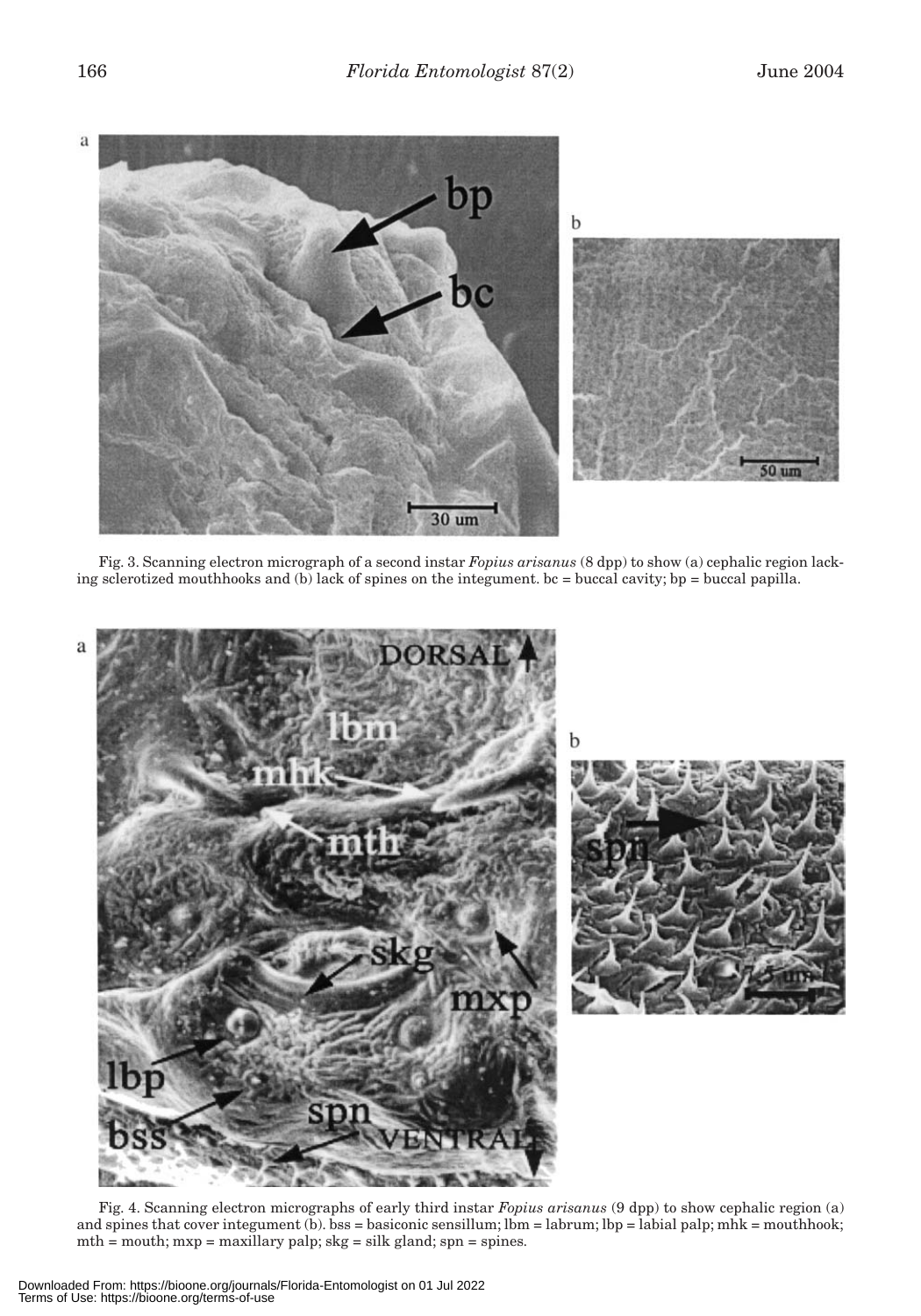Fig. 3. Scanning electron micrograph of a second instar *Fopius arisanus* (8 dpp) to show (a) cephalic region lacking sclerotized mouthhooks and (b) lack of spines on the integument. bc = buccal cavity; bp = buccal papilla.

Fig. 4. Scanning electron micrographs of early third instar *Fopius arisanus* (9 dpp) to show cephalic region (a) and spines that cover integument (b). bss = basiconic sensillum; lbm = labrum; lbp = labial palp; mhk = mouthhook; mth = mouth; mxp = maxillary palp; skg = silk gland; spn = spines.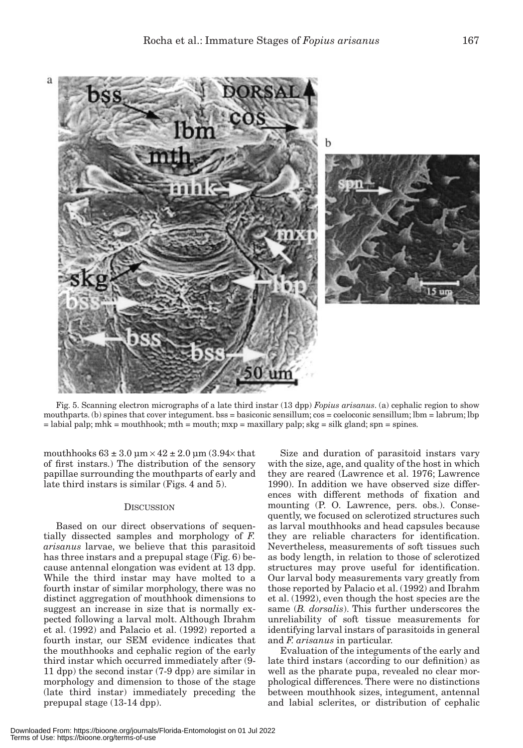Fig. 5. Scanning electron micrographs of a late third instar (13 dpp) *Fopius arisanus*. (a) cephalic region to show mouthparts. (b) spines that cover integument. bss = basiconic sensillum; cos = coeloconic sensillum; lbm = labrum; lbp = labial palp; mhk = mouthhook; mth = mouth; mxp = maxillary palp; skg = silk gland; spn = spines.

mouthhooks $63 \pm 3.0$ µm $\times$ $42 \pm 2.0$ µm (3.94× that of first instars.) The distribution of the sensory papillae surrounding the mouthparts of early and late third instars is similar (Figs. 4 and 5).

## Discussion

Based on our direct observations of sequentially dissected samples and morphology of *F. arisanus* larvae, we believe that this parasitoid has three instars and a prepupal stage (Fig. 6) because antennal elongation was evident at 13 dpp. While the third instar may have molted to a fourth instar of similar morphology, there was no distinct aggregation of mouthhook dimensions to suggest an increase in size that is normally expected following a larval molt. Although Ibrahm et al. (1992) and Palacio et al. (1992) reported a fourth instar, our SEM evidence indicates that the mouthhooks and cephalic region of the early third instar which occurred immediately after (9-11 dpp) the second instar (7-9 dpp) are similar in morphology and dimension to those of the stage (late third instar) immediately preceding the prepupal stage (13-14 dpp).

Size and duration of parasitoid instars vary with the size, age, and quality of the host in which they are reared (Lawrence et al. 1976; Lawrence 1990). In addition we have observed size differences with different methods of fixation and mounting (P. O. Lawrence, pers. obs.). Consequently, we focused on sclerotized structures such as larval mouthhooks and head capsules because they are reliable characters for identification. Nevertheless, measurements of soft tissues such as body length, in relation to those of sclerotized structures may prove useful for identification. Our larval body measurements vary greatly from those reported by Palacio et al. (1992) and Ibrahm et al. (1992), even though the host species are the same (*B. dorsalis*). This further underscores the unreliability of soft tissue measurements for identifying larval instars of parasitoids in general and *F. arisanus* in particular.

Evaluation of the integuments of the early and late third instars (according to our definition) as well as the pharate pupa, revealed no clear morphological differences. There were no distinctions between mouthhook sizes, integument, antennal and labial sclerites, or distribution of cephalic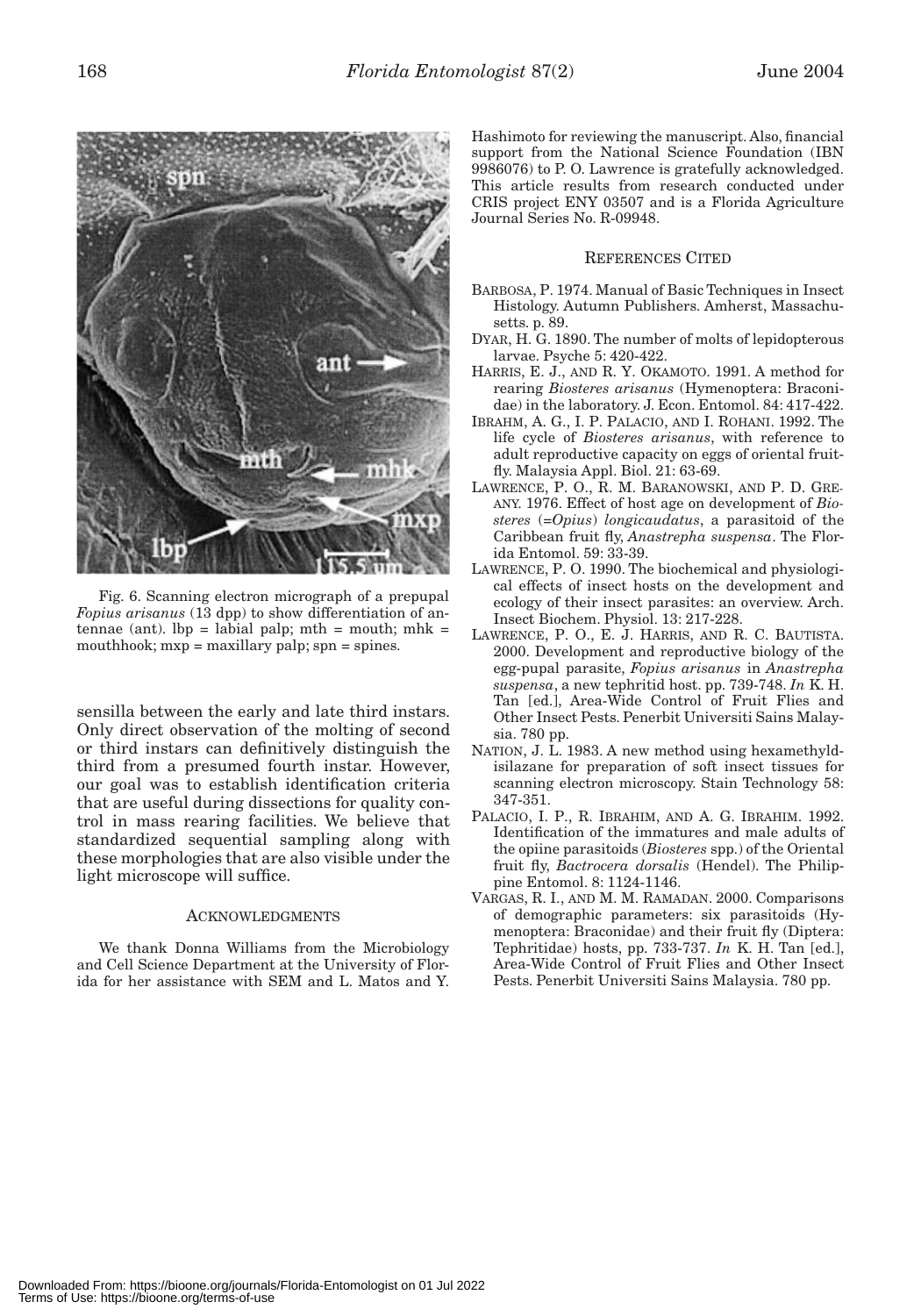spn

ant

mth

mhk

mxp

lbp

15.5 um

Fig. 6. Scanning electron micrograph of a prepupal *Fopius arisanus* (13 dpp) to show differentiation of antennae (ant). lbp = labial palp; mth = mouth; mhk = mouthhook; mxp = maxillary palp; spn = spines.

sensilla between the early and late third instars. Only direct observation of the molting of second or third instars can definitively distinguish the third from a presumed fourth instar. However, our goal was to establish identification criteria that are useful during dissections for quality control in mass rearing facilities. We believe that standardized sequential sampling along with these morphologies that are also visible under the light microscope will suffice.

## ACKNOWLEDGMENTS

We thank Donna Williams from the Microbiology and Cell Science Department at the University of Florida for her assistance with SEM and L. Matos and Y. Hashimoto for reviewing the manuscript. Also, financial support from the National Science Foundation (IBN 9986076) to P. O. Lawrence is gratefully acknowledged. This article results from research conducted under CRIS project ENY 03507 and is a Florida Agriculture Journal Series No. R-09948.

## REFERENCES CITED

BARBOSA, P. 1974. Manual of Basic Techniques in Insect Histology. Autumn Publishers. Amherst, Massachusetts. p. 89.

DYAR, H. G. 1890. The number of molts of lepidopterous larvae. Psyche 5: 420-422.

HARRIS, E. J., AND R. Y. OKAMOTO. 1991. A method for rearing *Biosteres arisanus* (Hymenoptera: Braconidae) in the laboratory. J. Econ. Entomol. 84: 417-422.

IBRAHM, A. G., I. P. PALACIO, AND I. ROHANI. 1992. The life cycle of *Biosteres arisanus*, with reference to adult reproductive capacity on eggs of oriental fruitfly. Malaysia Appl. Biol. 21: 63-69.

LAWRENCE, P. O., R. M. BARANOWSKI, AND P. D. GREANY. 1976. Effect of host age on development of *Biosteres* (=*Opius*) *longicaudatus*, a parasitoid of the Caribbean fruit fly, *Anastrepha suspensa*. The Florida Entomol. 59: 33-39.

LAWRENCE, P. O. 1990. The biochemical and physiological effects of insect hosts on the development and ecology of their insect parasites: an overview. Arch. Insect Biochem. Physiol. 13: 217-228.

LAWRENCE, P. O., E. J. HARRIS, AND R. C. BAUTISTA. 2000. Development and reproductive biology of the egg-pupal parasite, *Fopius arisanus* in *Anastrepha suspensa*, a new tephritid host. pp. 739-748. *In* K. H. Tan [ed.], Area-Wide Control of Fruit Flies and Other Insect Pests. Penerbit Universiti Sains Malaysia. 780 pp.

NATION, J. L. 1983. A new method using hexamethyldisilazane for preparation of soft insect tissues for scanning electron microscopy. Stain Technology 58: 347-351.

PALACIO, I. P., R. IBRAHIM, AND A. G. IBRAHIM. 1992. Identification of the immatures and male adults of the opiine parasitoids (*Biosteres* spp.) of the Oriental fruit fly, *Bactrocera dorsalis* (Hendel). The Philippine Entomol. 8: 1124-1146.

VARGAS, R. I., AND M. M. RAMADAN. 2000. Comparisons of demographic parameters: six parasitoids (Hymenoptera: Braconidae) and their fruit fly (Diptera: Tephritidae) hosts, pp. 733-737. *In* K. H. Tan [ed.], Area-Wide Control of Fruit Flies and Other Insect Pests. Penerbit Universiti Sains Malaysia. 780 pp.